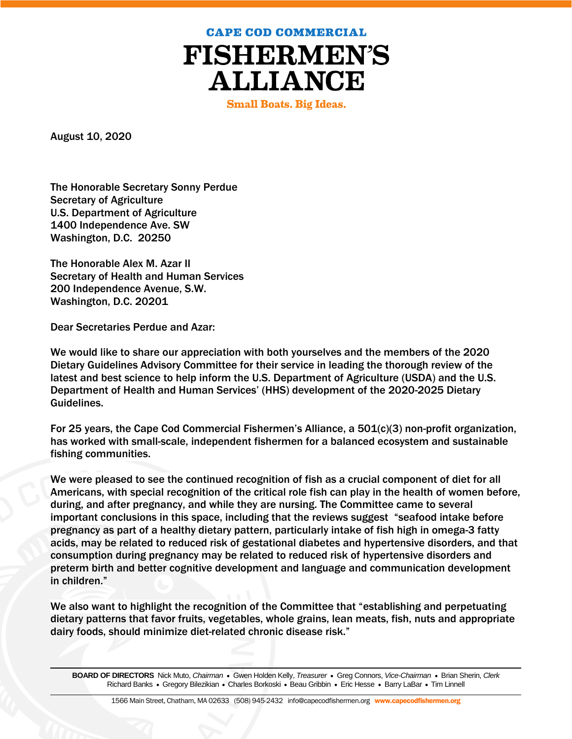# CAPE COD COMMERCIAL FISHERMEN'S ALLIANCE

**Small Boats. Big Ideas.**

August 10, 2020

The Honorable Secretary Sonny Perdue
Secretary of Agriculture
U.S. Department of Agriculture
1400 Independence Ave. SW
Washington, D.C. 20250

The Honorable Alex M. Azar II
Secretary of Health and Human Services
200 Independence Avenue, S.W.
Washington, D.C. 20201

Dear Secretaries Perdue and Azar:

We would like to share our appreciation with both yourselves and the members of the 2020 Dietary Guidelines Advisory Committee for their service in leading the thorough review of the latest and best science to help inform the U.S. Department of Agriculture (USDA) and the U.S. Department of Health and Human Services' (HHS) development of the 2020-2025 Dietary Guidelines.

For 25 years, the Cape Cod Commercial Fishermen's Alliance, a 501(c)(3) non-profit organization, has worked with small-scale, independent fishermen for a balanced ecosystem and sustainable fishing communities.

We were pleased to see the continued recognition of fish as a crucial component of diet for all Americans, with special recognition of the critical role fish can play in the health of women before, during, and after pregnancy, and while they are nursing. The Committee came to several important conclusions in this space, including that the reviews suggest "seafood intake before pregnancy as part of a healthy dietary pattern, particularly intake of fish high in omega-3 fatty acids, may be related to reduced risk of gestational diabetes and hypertensive disorders, and that consumption during pregnancy may be related to reduced risk of hypertensive disorders and preterm birth and better cognitive development and language and communication development in children."

We also want to highlight the recognition of the Committee that "establishing and perpetuating dietary patterns that favor fruits, vegetables, whole grains, lean meats, fish, nuts and appropriate dairy foods, should minimize diet-related chronic disease risk."

**BOARD OF DIRECTORS** Nick Muto, *Chairman* • Gwen Holden Kelly, *Treasurer* • Greg Connors, *Vice-Chairman* • Brian Sherin, *Clerk*
Richard Banks • Gregory Bilezikian • Charles Borkoski • Beau Gribbin • Eric Hesse • Barry LaBar • Tim Linnell

1566 Main Street, Chatham, MA 02633 (508) 945-2432 info@capecodfishermen.org **www.capecodfishermen.org**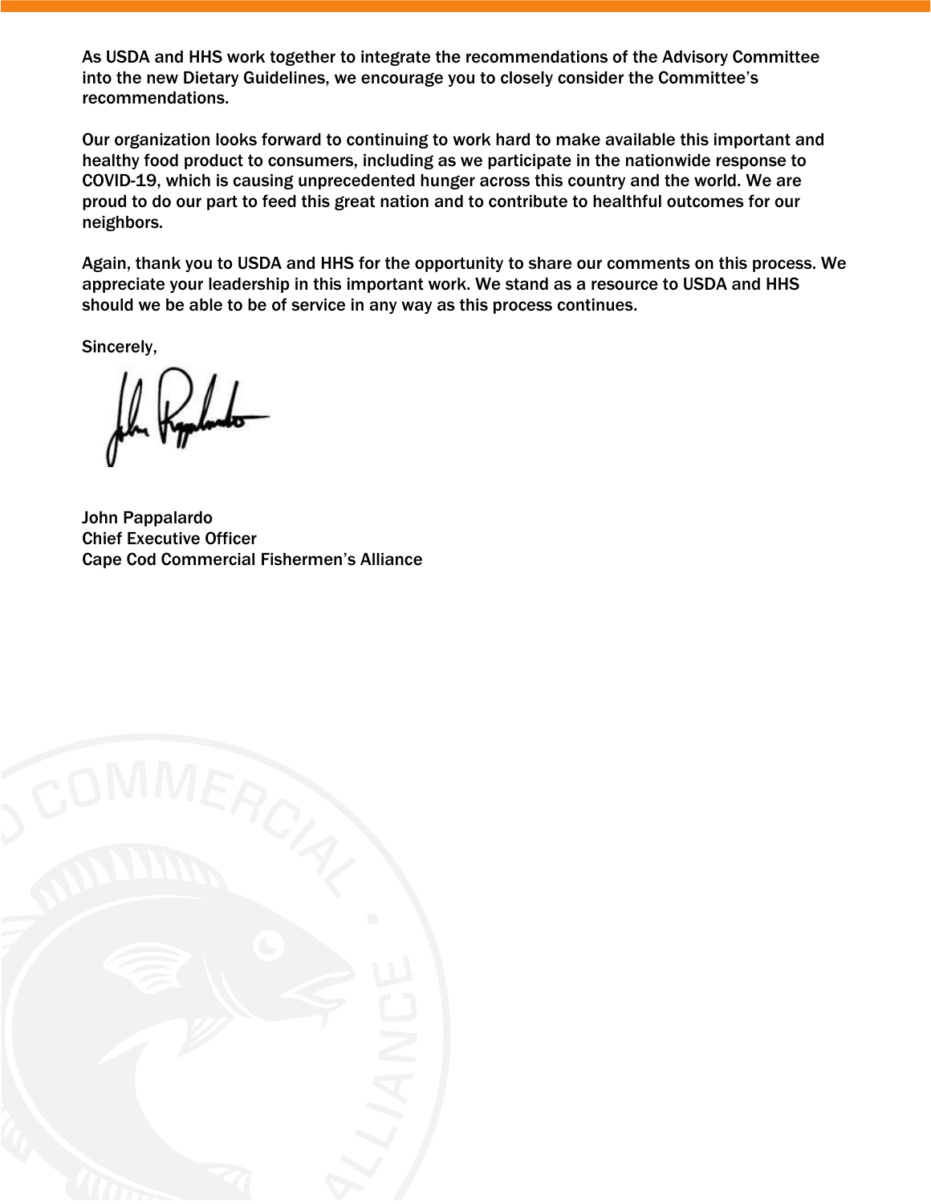As USDA and HHS work together to integrate the recommendations of the Advisory Committee into the new Dietary Guidelines, we encourage you to closely consider the Committee's recommendations.

Our organization looks forward to continuing to work hard to make available this important and healthy food product to consumers, including as we participate in the nationwide response to COVID-19, which is causing unprecedented hunger across this country and the world. We are proud to do our part to feed this great nation and to contribute to healthful outcomes for our neighbors.

Again, thank you to USDA and HHS for the opportunity to share our comments on this process. We appreciate your leadership in this important work. We stand as a resource to USDA and HHS should we be able to be of service in any way as this process continues.

Sincerely,

John Pappalardo
Chief Executive Officer
Cape Cod Commercial Fishermen's Alliance